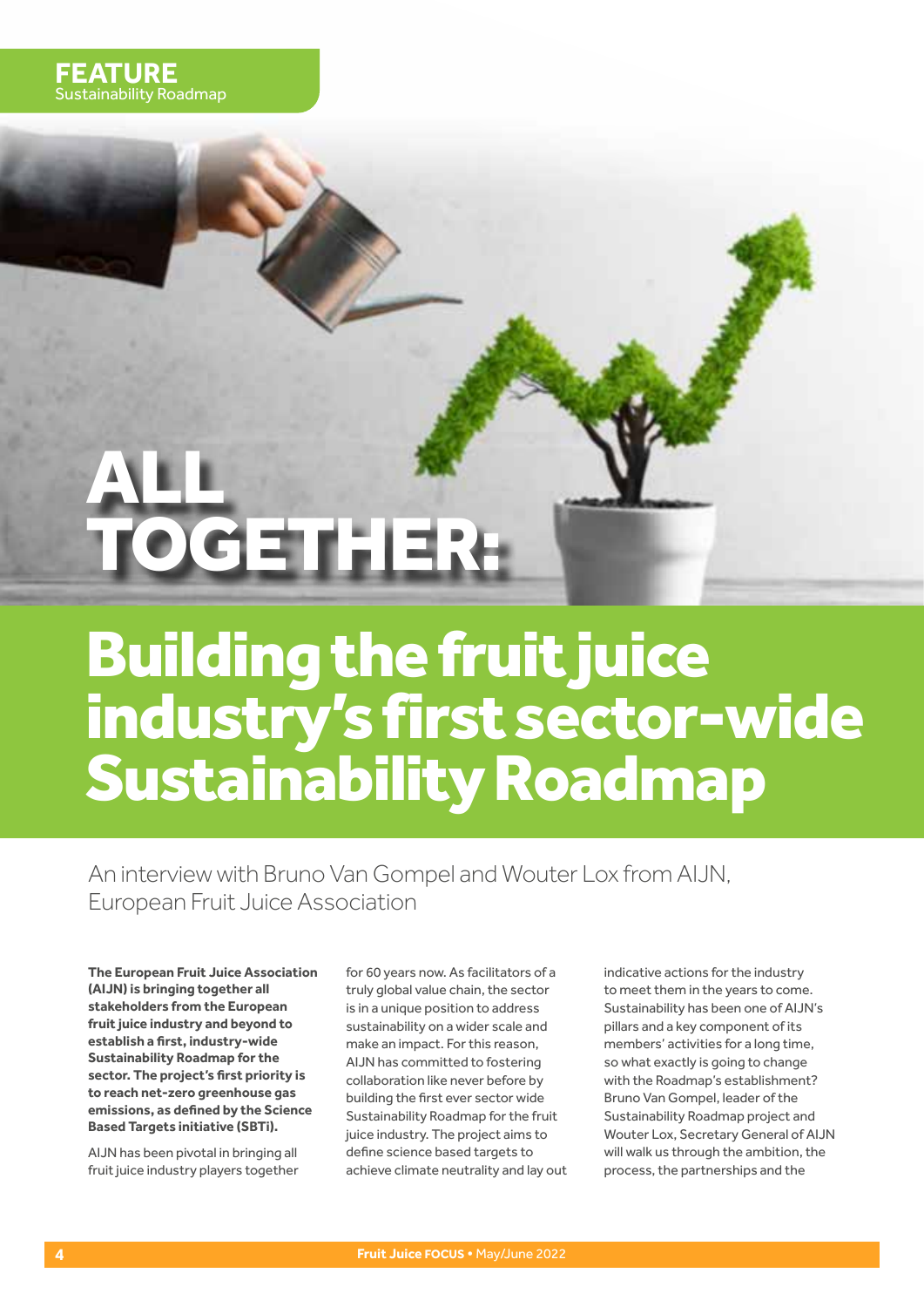FEATURE
Sustainability Roadmap

# ALL TOGETHER: Building the fruit juice industry's first sector-wide Sustainability Roadmap

An interview with Bruno Van Gompel and Wouter Lox from AIJN, European Fruit Juice Association

**The European Fruit Juice Association (AIJN) is bringing together all stakeholders from the European fruit juice industry and beyond to establish a first, industry-wide Sustainability Roadmap for the sector. The project's first priority is to reach net-zero greenhouse gas emissions, as defined by the Science Based Targets initiative (SBTi).**

AIJN has been pivotal in bringing all fruit juice industry players together for 60 years now. As facilitators of a truly global value chain, the sector is in a unique position to address sustainability on a wider scale and make an impact. For this reason, AIJN has committed to fostering collaboration like never before by building the first ever sector wide Sustainability Roadmap for the fruit juice industry. The project aims to define science based targets to achieve climate neutrality and lay out indicative actions for the industry to meet them in the years to come. Sustainability has been one of AIJN's pillars and a key component of its members' activities for a long time, so what exactly is going to change with the Roadmap's establishment? Bruno Van Gompel, leader of the Sustainability Roadmap project and Wouter Lox, Secretary General of AIJN will walk us through the ambition, the process, the partnerships and the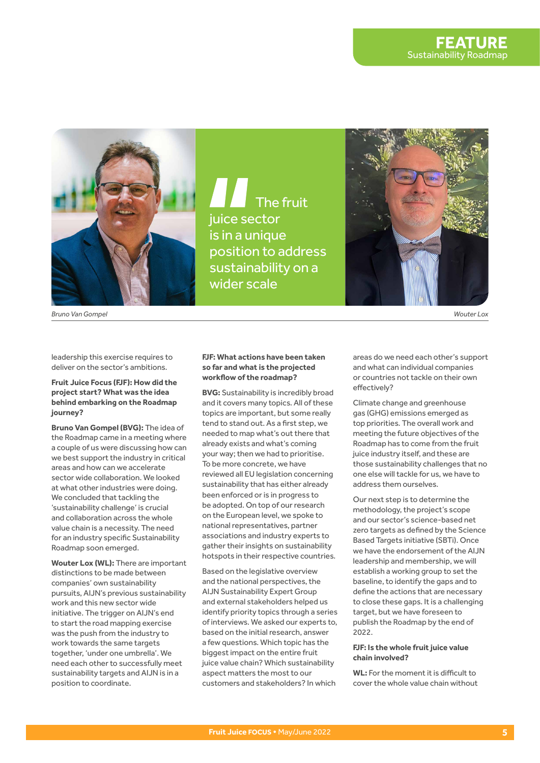The fruit juice sector is in a unique position to address sustainability on a wider scale

*Bruno Van Gompel*

*Wouter Lox*

leadership this exercise requires to deliver on the sector's ambitions.

**Fruit Juice Focus (FJF): How did the project start? What was the idea behind embarking on the Roadmap journey?**

**Bruno Van Gompel (BVG):** The idea of the Roadmap came in a meeting where a couple of us were discussing how can we best support the industry in critical areas and how can we accelerate sector wide collaboration. We looked at what other industries were doing. We concluded that tackling the 'sustainability challenge' is crucial and collaboration across the whole value chain is a necessity. The need for an industry specific Sustainability Roadmap soon emerged.

**Wouter Lox (WL):** There are important distinctions to be made between companies' own sustainability pursuits, AIJN's previous sustainability work and this new sector wide initiative. The trigger on AIJN's end to start the road mapping exercise was the push from the industry to work towards the same targets together, 'under one umbrella'. We need each other to successfully meet sustainability targets and AIJN is in a position to coordinate.

**FJF: What actions have been taken so far and what is the projected workflow of the roadmap?**

**BVG:** Sustainability is incredibly broad and it covers many topics. All of these topics are important, but some really tend to stand out. As a first step, we needed to map what's out there that already exists and what's coming your way; then we had to prioritise. To be more concrete, we have reviewed all EU legislation concerning sustainability that has either already been enforced or is in progress to be adopted. On top of our research on the European level, we spoke to national representatives, partner associations and industry experts to gather their insights on sustainability hotspots in their respective countries.

Based on the legislative overview and the national perspectives, the AIJN Sustainability Expert Group and external stakeholders helped us identify priority topics through a series of interviews. We asked our experts to, based on the initial research, answer a few questions. Which topic has the biggest impact on the entire fruit juice value chain? Which sustainability aspect matters the most to our customers and stakeholders? In which areas do we need each other's support and what can individual companies or countries not tackle on their own effectively?

Climate change and greenhouse gas (GHG) emissions emerged as top priorities. The overall work and meeting the future objectives of the Roadmap has to come from the fruit juice industry itself, and these are those sustainability challenges that no one else will tackle for us, we have to address them ourselves.

Our next step is to determine the methodology, the project's scope and our sector's science-based net zero targets as defined by the Science Based Targets initiative (SBTi). Once we have the endorsement of the AIJN leadership and membership, we will establish a working group to set the baseline, to identify the gaps and to define the actions that are necessary to close these gaps. It is a challenging target, but we have foreseen to publish the Roadmap by the end of 2022.

**FJF: Is the whole fruit juice value chain involved?**

**WL:** For the moment it is difficult to cover the whole value chain without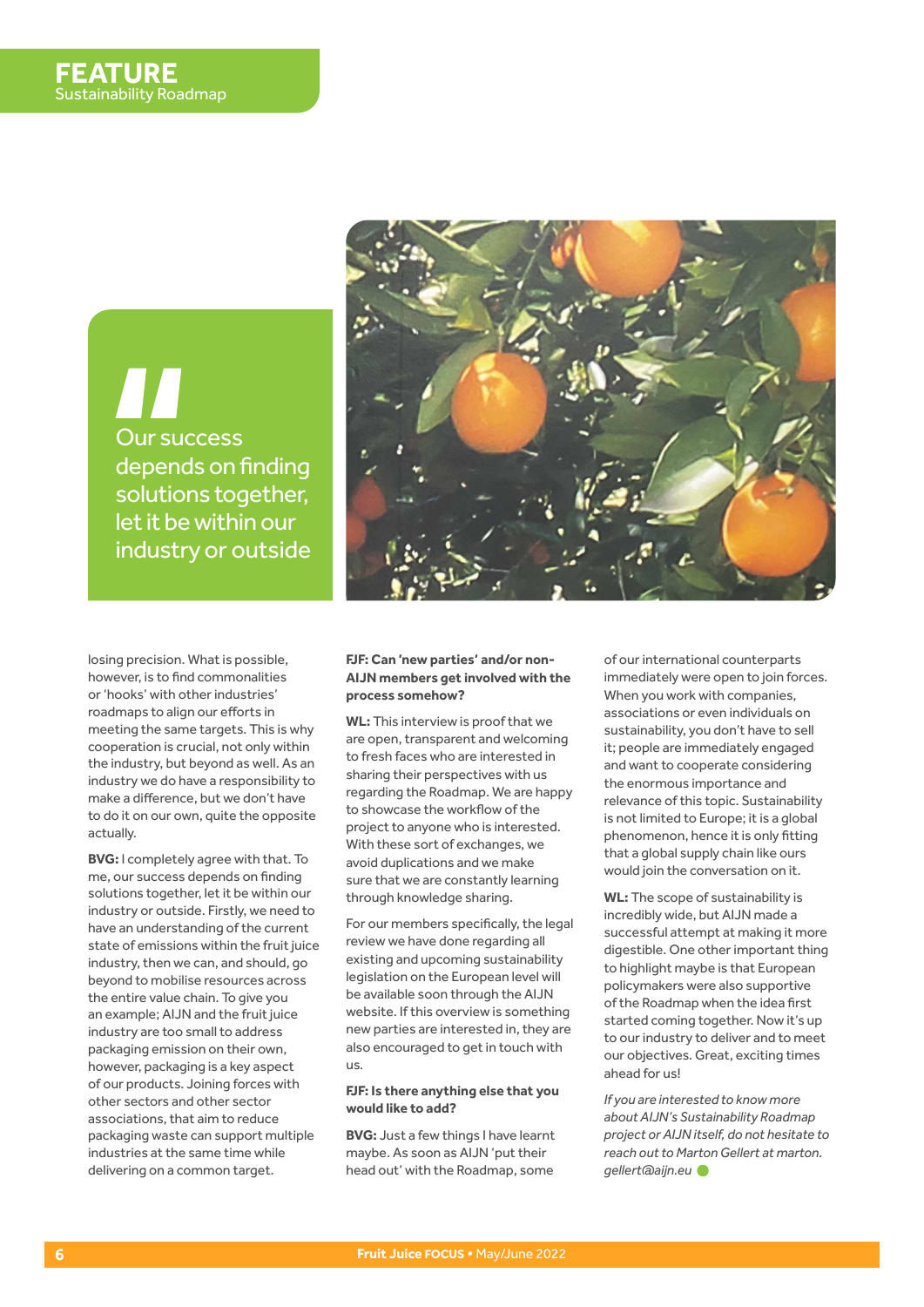# FEATURE
Sustainability Roadmap

> Our success depends on finding solutions together, let it be within our industry or outside

losing precision. What is possible, however, is to find commonalities or 'hooks' with other industries' roadmaps to align our efforts in meeting the same targets. This is why cooperation is crucial, not only within the industry, but beyond as well. As an industry we do have a responsibility to make a difference, but we don't have to do it on our own, quite the opposite actually.

**BVG:** I completely agree with that. To me, our success depends on finding solutions together, let it be within our industry or outside. Firstly, we need to have an understanding of the current state of emissions within the fruit juice industry, then we can, and should, go beyond to mobilise resources across the entire value chain. To give you an example; AIJN and the fruit juice industry are too small to address packaging emission on their own, however, packaging is a key aspect of our products. Joining forces with other sectors and other sector associations, that aim to reduce packaging waste can support multiple industries at the same time while delivering on a common target.

**FJF: Can 'new parties' and/or non-AIJN members get involved with the process somehow?**

**WL:** This interview is proof that we are open, transparent and welcoming to fresh faces who are interested in sharing their perspectives with us regarding the Roadmap. We are happy to showcase the workflow of the project to anyone who is interested. With these sort of exchanges, we avoid duplications and we make sure that we are constantly learning through knowledge sharing.

For our members specifically, the legal review we have done regarding all existing and upcoming sustainability legislation on the European level will be available soon through the AIJN website. If this overview is something new parties are interested in, they are also encouraged to get in touch with us.

**FJF: Is there anything else that you would like to add?**

**BVG:** Just a few things I have learnt maybe. As soon as AIJN 'put their head out' with the Roadmap, some of our international counterparts immediately were open to join forces. When you work with companies, associations or even individuals on sustainability, you don't have to sell it; people are immediately engaged and want to cooperate considering the enormous importance and relevance of this topic. Sustainability is not limited to Europe; it is a global phenomenon, hence it is only fitting that a global supply chain like ours would join the conversation on it.

**WL:** The scope of sustainability is incredibly wide, but AIJN made a successful attempt at making it more digestible. One other important thing to highlight maybe is that European policymakers were also supportive of the Roadmap when the idea first started coming together. Now it's up to our industry to deliver and to meet our objectives. Great, exciting times ahead for us!

*If you are interested to know more about AIJN's Sustainability Roadmap project or AIJN itself, do not hesitate to reach out to Marton Gellert at marton.gellert@aijn.eu*